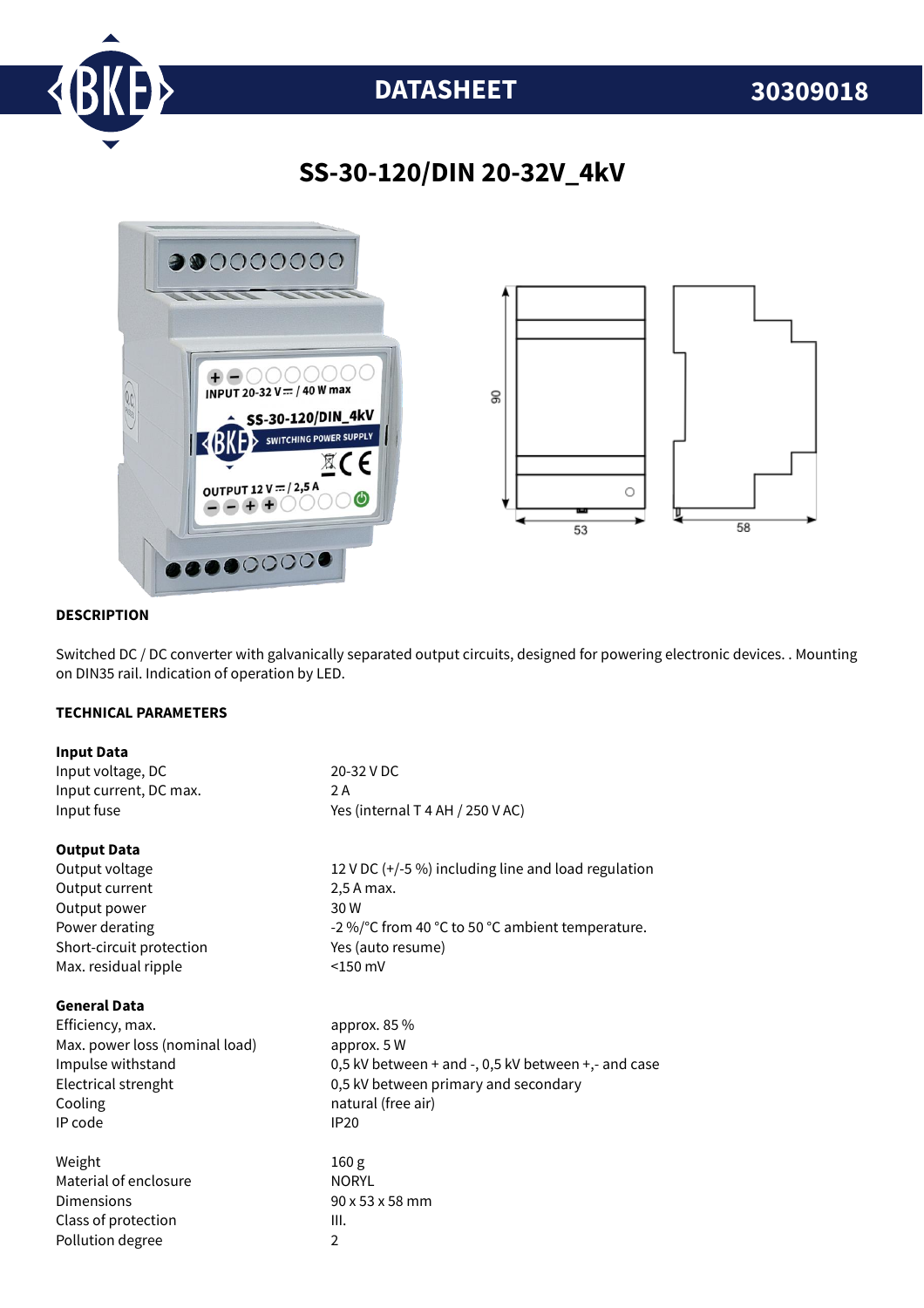# DATASHEET 30309018

## SS-30-120/DIN 20-32V_4kV

### DESCRIPTION

Switched DC / DC converter with galvanically separated output circuits, designed for powering electronic devices. . Mounting on DIN35 rail. Indication of operation by LED.

### TECHNICAL PARAMETERS

**Input Data**

| | |
|---|---|
| Input voltage, DC | 20-32 V DC |
| Input current, DC max. | 2 A |
| Input fuse | Yes (internal T 4 AH / 250 V AC) |

**Output Data**

| | |
|---|---|
| Output voltage | 12 V DC (+/-5 %) including line and load regulation |
| Output current | 2,5 A max. |
| Output power | 30 W |
| Power derating | -2 %/°C from 40 °C to 50 °C ambient temperature. |
| Short-circuit protection | Yes (auto resume) |
| Max. residual ripple | <150 mV |

**General Data**

| | |
|---|---|
| Efficiency, max. | approx. 85 % |
| Max. power loss (nominal load) | approx. 5 W |
| Impulse withstand | 0,5 kV between + and -, 0,5 kV between +,- and case |
| Electrical strenght | 0,5 kV between primary and secondary |
| Cooling | natural (free air) |
| IP code | IP20 |
| | |
| Weight | 160 g |
| Material of enclosure | NORYL |
| Dimensions | 90 x 53 x 58 mm |
| Class of protection | III. |
| Pollution degree | 2 |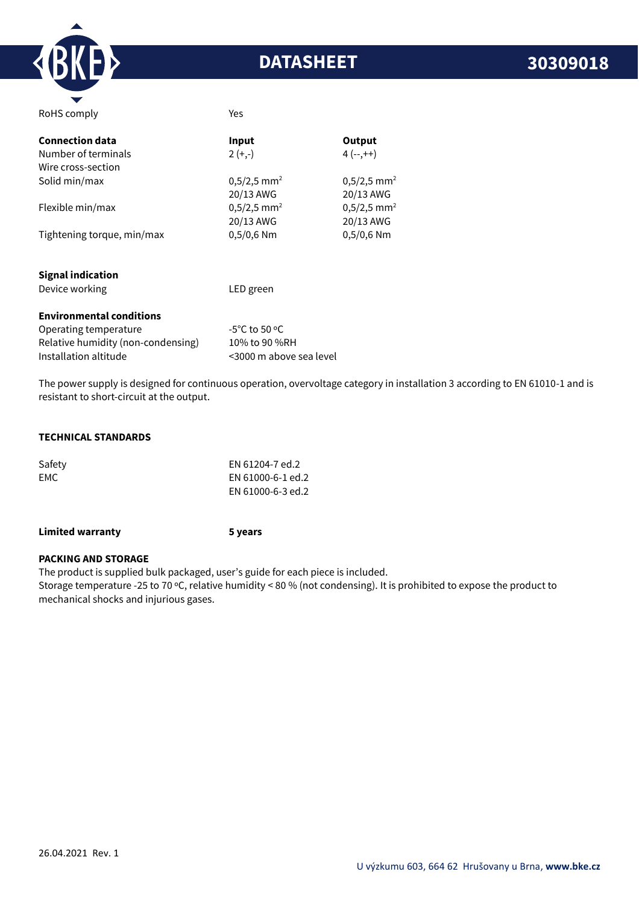| | | |
|---|---|---|
| RoHS comply | Yes | |
| **Connection data** | **Input** | **Output** |
| Number of terminals | 2 (+,-) | 4 (--,++) |
| Wire cross-section | | |
| Solid min/max | 0,5/2,5 mm$^2$<br>20/13 AWG | 0,5/2,5 mm$^2$<br>20/13 AWG |
| Flexible min/max | 0,5/2,5 mm$^2$<br>20/13 AWG | 0,5/2,5 mm$^2$<br>20/13 AWG |
| Tightening torque, min/max | 0,5/0,6 Nm | 0,5/0,6 Nm |

**Signal indication**

| | |
|---|---|
| Device working | LED green |

**Environmental conditions**

| | |
|---|---|
| Operating temperature | -5°C to 50 °C |
| Relative humidity (non-condensing) | 10% to 90 %RH |
| Installation altitude | <3000 m above sea level |

The power supply is designed for continuous operation, overvoltage category in installation 3 according to EN 61010-1 and is resistant to short-circuit at the output.

## TECHNICAL STANDARDS

| | |
|---|---|
| Safety | EN 61204-7 ed.2 |
| EMC | EN 61000-6-1 ed.2<br>EN 61000-6-3 ed.2 |

**Limited warranty** **5 years**

## PACKING AND STORAGE

The product is supplied bulk packaged, user's guide for each piece is included.
Storage temperature -25 to 70 °C, relative humidity < 80 % (not condensing). It is prohibited to expose the product to mechanical shocks and injurious gases.

26.04.2021 Rev. 1

U výzkumu 603, 664 62 Hrušovany u Brna, **www.bke.cz**